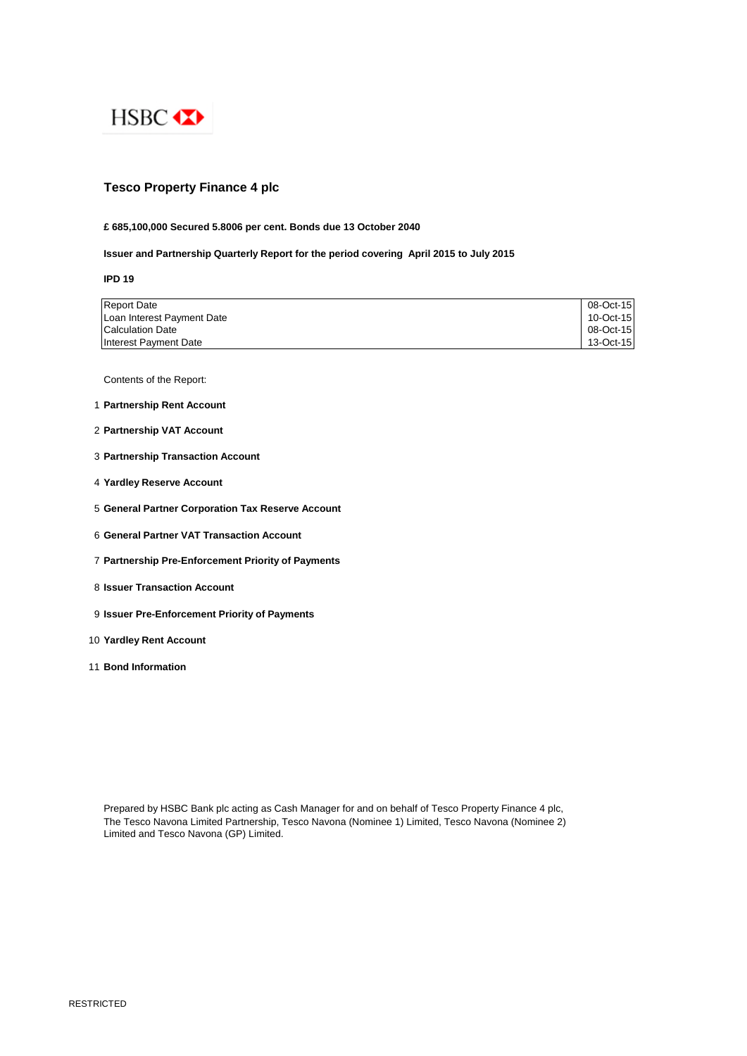HSBC

# Tesco Property Finance 4 plc

**£ 685,100,000 Secured 5.8006 per cent. Bonds due 13 October 2040**

**Issuer and Partnership Quarterly Report for the period covering April 2015 to July 2015**

**IPD 19**

| | |
|---|---|
| Report Date | 08-Oct-15 |
| Loan Interest Payment Date | 10-Oct-15 |
| Calculation Date | 08-Oct-15 |
| Interest Payment Date | 13-Oct-15 |

Contents of the Report:

1. **Partnership Rent Account**
2. **Partnership VAT Account**
3. **Partnership Transaction Account**
4. **Yardley Reserve Account**
5. **General Partner Corporation Tax Reserve Account**
6. **General Partner VAT Transaction Account**
7. **Partnership Pre-Enforcement Priority of Payments**
8. **Issuer Transaction Account**
9. **Issuer Pre-Enforcement Priority of Payments**
10. **Yardley Rent Account**
11. **Bond Information**

Prepared by HSBC Bank plc acting as Cash Manager for and on behalf of Tesco Property Finance 4 plc, The Tesco Navona Limited Partnership, Tesco Navona (Nominee 1) Limited, Tesco Navona (Nominee 2) Limited and Tesco Navona (GP) Limited.

RESTRICTED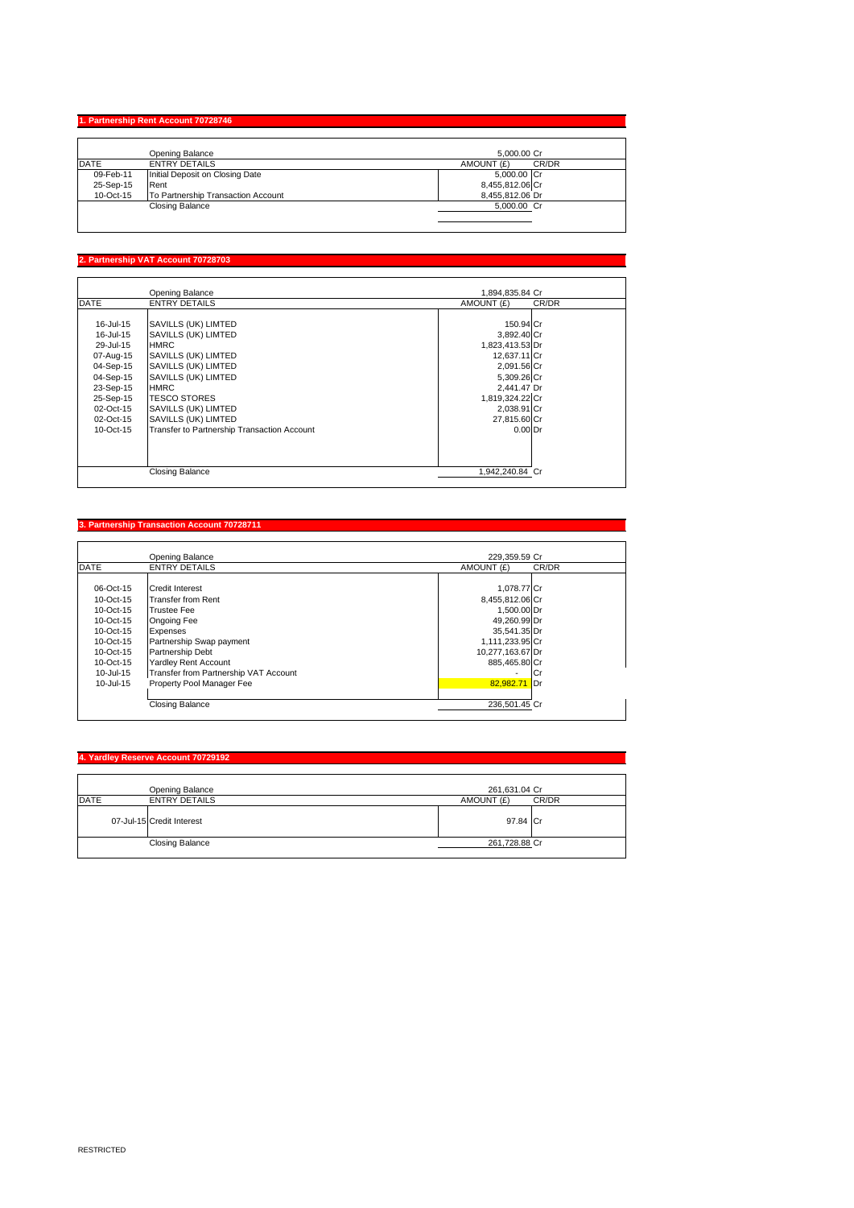## 1. Partnership Rent Account 70728746

| DATE | ENTRY DETAILS | AMOUNT (£) | CR/DR |
|---|---|---|---|
| | Opening Balance | 5,000.00 | Cr |
| 09-Feb-11 | Initial Deposit on Closing Date | 5,000.00 | Cr |
| 25-Sep-15 | Rent | 8,455,812.06 | Cr |
| 10-Oct-15 | To Partnership Transaction Account | 8,455,812.06 | Dr |
| | Closing Balance | 5,000.00 | Cr |

## 2. Partnership VAT Account 70728703

| DATE | ENTRY DETAILS | AMOUNT (£) | CR/DR |
|---|---|---|---|
| | Opening Balance | 1,894,835.84 | Cr |
| 16-Jul-15 | SAVILLS (UK) LIMTED | 150.94 | Cr |
| 16-Jul-15 | SAVILLS (UK) LIMTED | 3,892.40 | Cr |
| 29-Jul-15 | HMRC | 1,823,413.53 | Dr |
| 07-Aug-15 | SAVILLS (UK) LIMTED | 12,637.11 | Cr |
| 04-Sep-15 | SAVILLS (UK) LIMTED | 2,091.56 | Cr |
| 04-Sep-15 | SAVILLS (UK) LIMTED | 5,309.26 | Cr |
| 23-Sep-15 | HMRC | 2,441.47 | Dr |
| 25-Sep-15 | TESCO STORES | 1,819,324.22 | Cr |
| 02-Oct-15 | SAVILLS (UK) LIMTED | 2,038.91 | Cr |
| 02-Oct-15 | SAVILLS (UK) LIMTED | 27,815.60 | Cr |
| 10-Oct-15 | Transfer to Partnership Transaction Account | 0.00 | Dr |
| | Closing Balance | 1,942,240.84 | Cr |

## 3. Partnership Transaction Account 70728711

| DATE | ENTRY DETAILS | AMOUNT (£) | CR/DR |
|---|---|---|---|
| | Opening Balance | 229,359.59 | Cr |
| 06-Oct-15 | Credit Interest | 1,078.77 | Cr |
| 10-Oct-15 | Transfer from Rent | 8,455,812.06 | Cr |
| 10-Oct-15 | Trustee Fee | 1,500.00 | Dr |
| 10-Oct-15 | Ongoing Fee | 49,260.99 | Dr |
| 10-Oct-15 | Expenses | 35,541.35 | Dr |
| 10-Oct-15 | Partnership Swap payment | 1,111,233.95 | Cr |
| 10-Oct-15 | Partnership Debt | 10,277,163.67 | Dr |
| 10-Oct-15 | Yardley Rent Account | 885,465.80 | Cr |
| 10-Jul-15 | Transfer from Partnership VAT Account | - | Cr |
| 10-Jul-15 | Property Pool Manager Fee | 82,982.71 | Dr |
| | Closing Balance | 236,501.45 | Cr |

## 4. Yardley Reserve Account 70729192

| DATE | ENTRY DETAILS | AMOUNT (£) | CR/DR |
|---|---|---|---|
| | Opening Balance | 261,631.04 | Cr |
| 07-Jul-15 | Credit Interest | 97.84 | Cr |
| | Closing Balance | 261,728.88 | Cr |

RESTRICTED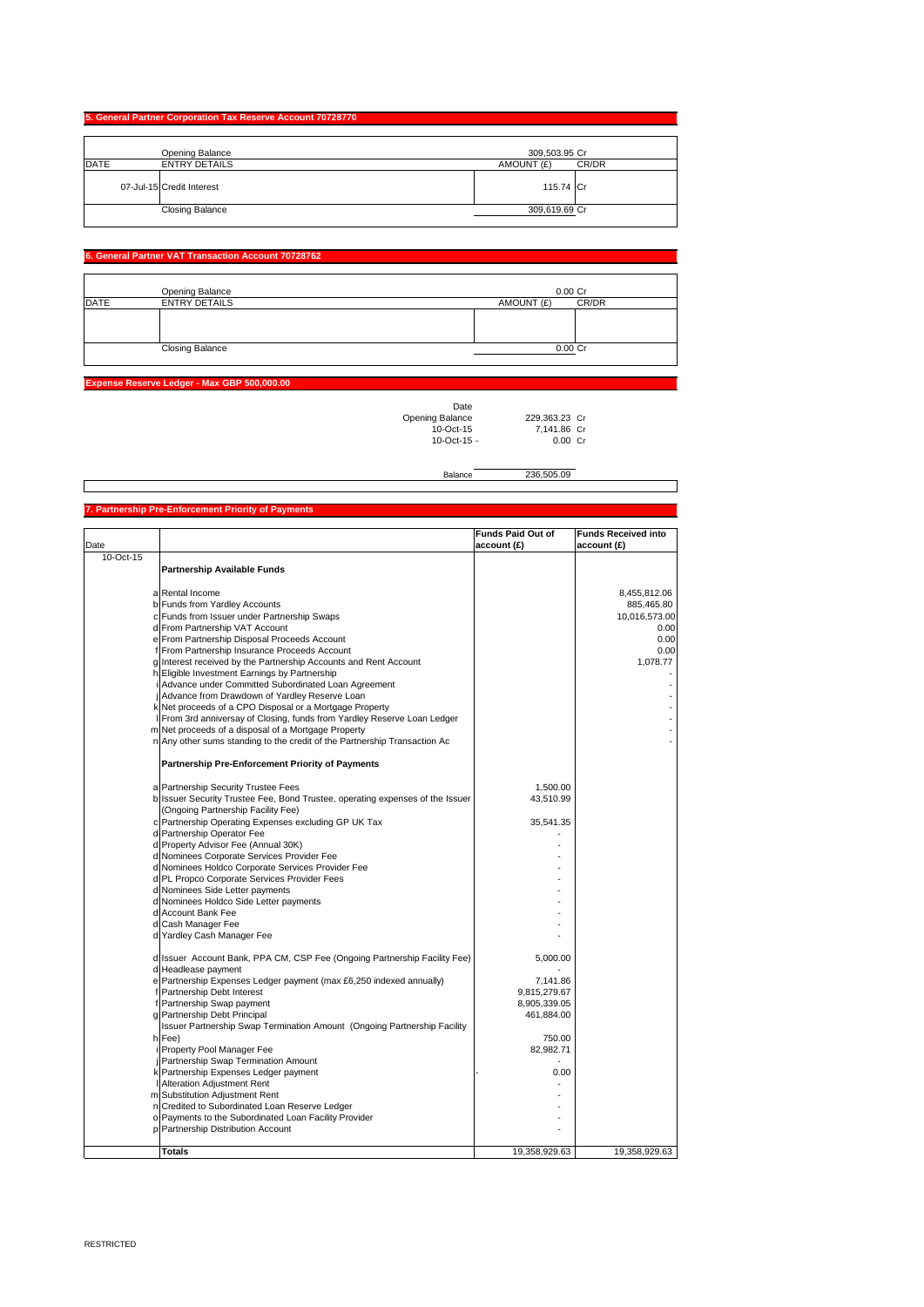## 5. General Partner Corporation Tax Reserve Account 70728770

| DATE | ENTRY DETAILS | AMOUNT (£) | CR/DR |
|---|---|---|---|
| | Opening Balance | 309,503.95 | Cr |
| 07-Jul-15 | Credit Interest | 115.74 | Cr |
| | Closing Balance | 309,619.69 | Cr |

## 6. General Partner VAT Transaction Account 70728762

| DATE | ENTRY DETAILS | AMOUNT (£) | CR/DR |
|---|---|---|---|
| | Opening Balance | 0.00 | Cr |
| | | | |
| | Closing Balance | 0.00 | Cr |

## Expense Reserve Ledger - Max GBP 500,000.00

| Date | | |
|---|---|---|
| Opening Balance | 229,363.23 | Cr |
| 10-Oct-15 | 7,141.86 | Cr |
| 10-Oct-15 - | 0.00 | Cr |
| Balance | 236,505.09 | |

## 7. Partnership Pre-Enforcement Priority of Payments

| Date | | | Funds Paid Out of account (£) | Funds Received into account (£) |
|---|---|---|---|---|
| 10-Oct-15 | | **Partnership Available Funds** | | |
| | a | Rental Income | | 8,455,812.06 |
| | b | Funds from Yardley Accounts | | 885,465.80 |
| | c | Funds from Issuer under Partnership Swaps | | 10,016,573.00 |
| | d | From Partnership VAT Account | | 0.00 |
| | e | From Partnership Disposal Proceeds Account | | 0.00 |
| | f | From Partnership Insurance Proceeds Account | | 0.00 |
| | g | Interest received by the Partnership Accounts and Rent Account | | 1,078.77 |
| | h | Eligible Investment Earnings by Partnership | | - |
| | i | Advance under Committed Subordinated Loan Agreement | | - |
| | j | Advance from Drawdown of Yardley Reserve Loan | | - |
| | k | Net proceeds of a CPO Disposal or a Mortgage Property | | - |
| | l | From 3rd anniversay of Closing, funds from Yardley Reserve Loan Ledger | | - |
| | m | Net proceeds of a disposal of a Mortgage Property | | - |
| | n | Any other sums standing to the credit of the Partnership Transaction Ac | | - |
| | | **Partnership Pre-Enforcement Priority of Payments** | | |
| | a | Partnership Security Trustee Fees | 1,500.00 | |
| | b | Issuer Security Trustee Fee, Bond Trustee, operating expenses of the Issuer (Ongoing Partnership Facility Fee) | 43,510.99 | |
| | c | Partnership Operating Expenses excluding GP UK Tax | 35,541.35 | |
| | d | Partnership Operator Fee | - | |
| | d | Property Advisor Fee (Annual 30K) | - | |
| | d | Nominees Corporate Services Provider Fee | - | |
| | d | Nominees Holdco Corporate Services Provider Fee | - | |
| | d | PL Propco Corporate Services Provider Fees | - | |
| | d | Nominees Side Letter payments | - | |
| | d | Nominees Holdco Side Letter payments | - | |
| | d | Account Bank Fee | - | |
| | d | Cash Manager Fee | - | |
| | d | Yardley Cash Manager Fee | - | |
| | d | Issuer Account Bank, PPA CM, CSP Fee (Ongoing Partnership Facility Fee) | 5,000.00 | |
| | d | Headlease payment | - | |
| | e | Partnership Expenses Ledger payment (max £6,250 indexed annually) | 7,141.86 | |
| | f | Partnership Debt Interest | 9,815,279.67 | |
| | f | Partnership Swap payment | 8,905,339.05 | |
| | g | Partnership Debt Principal | 461,884.00 | |
| | h | Issuer Partnership Swap Termination Amount (Ongoing Partnership Facility Fee) | 750.00 | |
| | i | Property Pool Manager Fee | 82,982.71 | |
| | j | Partnership Swap Termination Amount | - | |
| | k | Partnership Expenses Ledger payment | - 0.00 | |
| | l | Alteration Adjustment Rent | - | |
| | m | Substitution Adjustment Rent | - | |
| | n | Credited to Subordinated Loan Reserve Ledger | - | |
| | o | Payments to the Subordinated Loan Facility Provider | - | |
| | p | Partnership Distribution Account | - | |
| | | **Totals** | 19,358,929.63 | 19,358,929.63 |

RESTRICTED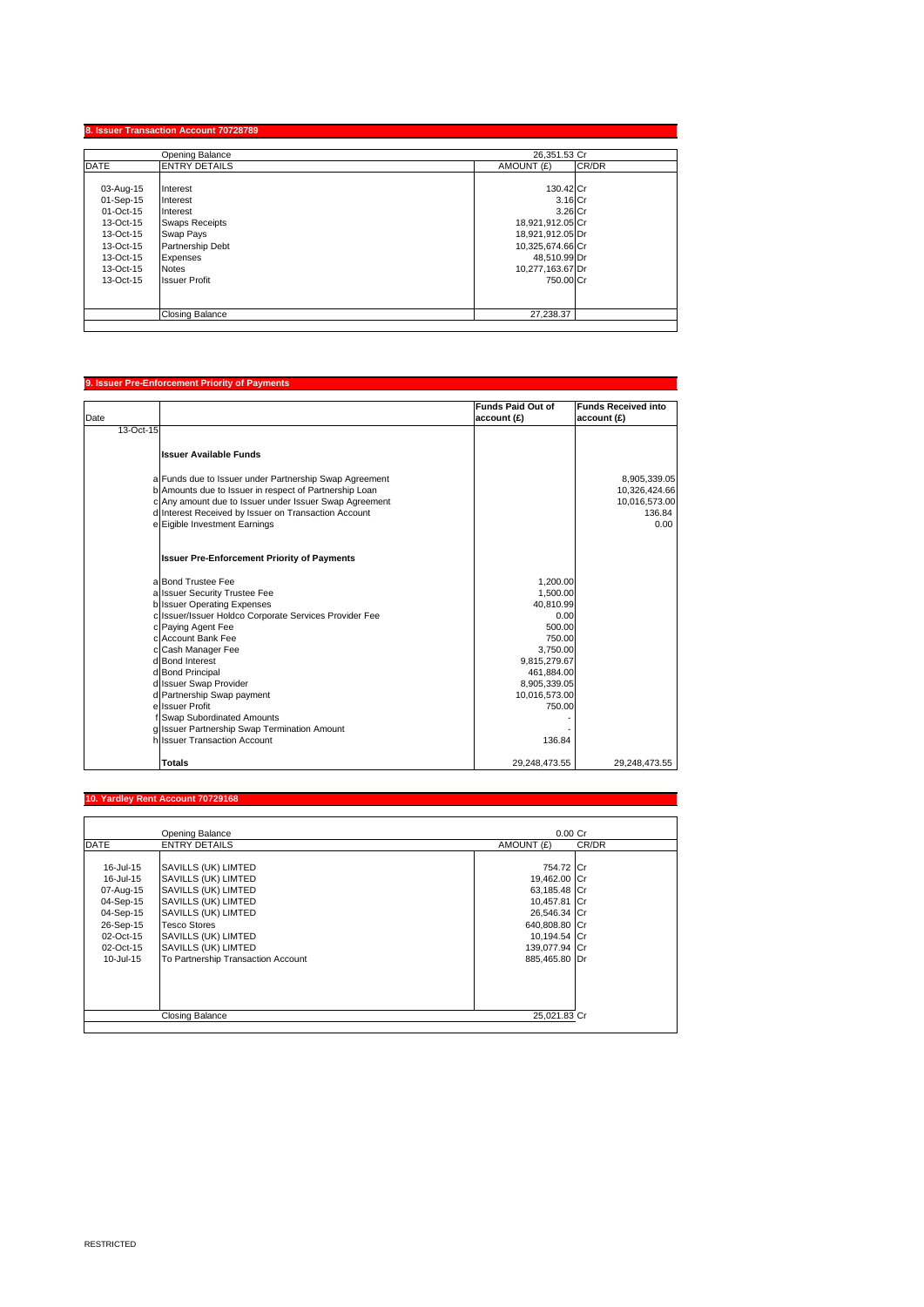## 8. Issuer Transaction Account 70728789

| DATE | ENTRY DETAILS | AMOUNT (£) | CR/DR |
|---|---|---|---|
| | Opening Balance | 26,351.53 | Cr |
| 03-Aug-15 | Interest | 130.42 | Cr |
| 01-Sep-15 | Interest | 3.16 | Cr |
| 01-Oct-15 | Interest | 3.26 | Cr |
| 13-Oct-15 | Swaps Receipts | 18,921,912.05 | Cr |
| 13-Oct-15 | Swap Pays | 18,921,912.05 | Dr |
| 13-Oct-15 | Partnership Debt | 10,325,674.66 | Cr |
| 13-Oct-15 | Expenses | 48,510.99 | Dr |
| 13-Oct-15 | Notes | 10,277,163.67 | Dr |
| 13-Oct-15 | Issuer Profit | 750.00 | Cr |
| | Closing Balance | 27,238.37 | |

## 9. Issuer Pre-Enforcement Priority of Payments

| Date | | | Funds Paid Out of account (£) | Funds Received into account (£) |
|---|---|---|---|---|
| 13-Oct-15 | | | | |
| | | **Issuer Available Funds** | | |
| | a | Funds due to Issuer under Partnership Swap Agreement | | 8,905,339.05 |
| | b | Amounts due to Issuer in respect of Partnership Loan | | 10,326,424.66 |
| | c | Any amount due to Issuer under Issuer Swap Agreement | | 10,016,573.00 |
| | d | Interest Received by Issuer on Transaction Account | | 136.84 |
| | e | Eigible Investment Earnings | | 0.00 |
| | | **Issuer Pre-Enforcement Priority of Payments** | | |
| | a | Bond Trustee Fee | 1,200.00 | |
| | a | Issuer Security Trustee Fee | 1,500.00 | |
| | b | Issuer Operating Expenses | 40,810.99 | |
| | c | Issuer/Issuer Holdco Corporate Services Provider Fee | 0.00 | |
| | c | Paying Agent Fee | 500.00 | |
| | c | Account Bank Fee | 750.00 | |
| | c | Cash Manager Fee | 3,750.00 | |
| | d | Bond Interest | 9,815,279.67 | |
| | d | Bond Principal | 461,884.00 | |
| | d | Issuer Swap Provider | 8,905,339.05 | |
| | d | Partnership Swap payment | 10,016,573.00 | |
| | e | Issuer Profit | 750.00 | |
| | f | Swap Subordinated Amounts | - | |
| | g | Issuer Partnership Swap Termination Amount | - | |
| | h | Issuer Transaction Account | 136.84 | |
| | | **Totals** | 29,248,473.55 | 29,248,473.55 |

## 10. Yardley Rent Account 70729168

| DATE | ENTRY DETAILS | AMOUNT (£) | CR/DR |
|---|---|---|---|
| | Opening Balance | 0.00 | Cr |
| 16-Jul-15 | SAVILLS (UK) LIMTED | 754.72 | Cr |
| 16-Jul-15 | SAVILLS (UK) LIMTED | 19,462.00 | Cr |
| 07-Aug-15 | SAVILLS (UK) LIMTED | 63,185.48 | Cr |
| 04-Sep-15 | SAVILLS (UK) LIMTED | 10,457.81 | Cr |
| 04-Sep-15 | SAVILLS (UK) LIMTED | 26,546.34 | Cr |
| 26-Sep-15 | Tesco Stores | 640,808.80 | Cr |
| 02-Oct-15 | SAVILLS (UK) LIMTED | 10,194.54 | Cr |
| 02-Oct-15 | SAVILLS (UK) LIMTED | 139,077.94 | Cr |
| 10-Jul-15 | To Partnership Transaction Account | 885,465.80 | Dr |
| | Closing Balance | 25,021.83 | Cr |

RESTRICTED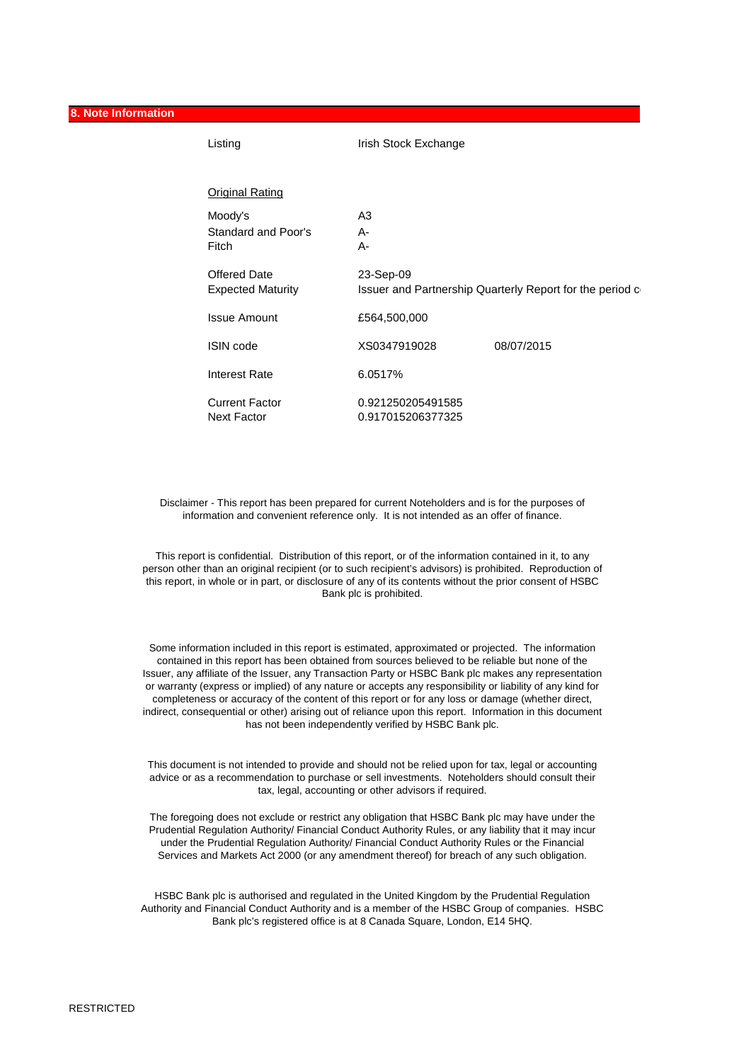## 8. Note Information

| | | |
|---|---|---|
| Listing | Irish Stock Exchange | |
| Original Rating | | |
| Moody's | A3 | |
| Standard and Poor's | A- | |
| Fitch | A- | |
| Offered Date | 23-Sep-09 | |
| Expected Maturity | Issuer and Partnership Quarterly Report for the period c | |
| Issue Amount | £564,500,000 | |
| ISIN code | XS0347919028 | 08/07/2015 |
| Interest Rate | 6.0517% | |
| Current Factor | 0.921250205491585 | |
| Next Factor | 0.917015206377325 | |

Disclaimer - This report has been prepared for current Noteholders and is for the purposes of information and convenient reference only. It is not intended as an offer of finance.

This report is confidential. Distribution of this report, or of the information contained in it, to any person other than an original recipient (or to such recipient's advisors) is prohibited. Reproduction of this report, in whole or in part, or disclosure of any of its contents without the prior consent of HSBC Bank plc is prohibited.

Some information included in this report is estimated, approximated or projected. The information contained in this report has been obtained from sources believed to be reliable but none of the Issuer, any affiliate of the Issuer, any Transaction Party or HSBC Bank plc makes any representation or warranty (express or implied) of any nature or accepts any responsibility or liability of any kind for completeness or accuracy of the content of this report or for any loss or damage (whether direct, indirect, consequential or other) arising out of reliance upon this report. Information in this document has not been independently verified by HSBC Bank plc.

This document is not intended to provide and should not be relied upon for tax, legal or accounting advice or as a recommendation to purchase or sell investments. Noteholders should consult their tax, legal, accounting or other advisors if required.

The foregoing does not exclude or restrict any obligation that HSBC Bank plc may have under the Prudential Regulation Authority/ Financial Conduct Authority Rules, or any liability that it may incur under the Prudential Regulation Authority/ Financial Conduct Authority Rules or the Financial Services and Markets Act 2000 (or any amendment thereof) for breach of any such obligation.

HSBC Bank plc is authorised and regulated in the United Kingdom by the Prudential Regulation Authority and Financial Conduct Authority and is a member of the HSBC Group of companies. HSBC Bank plc's registered office is at 8 Canada Square, London, E14 5HQ.

RESTRICTED